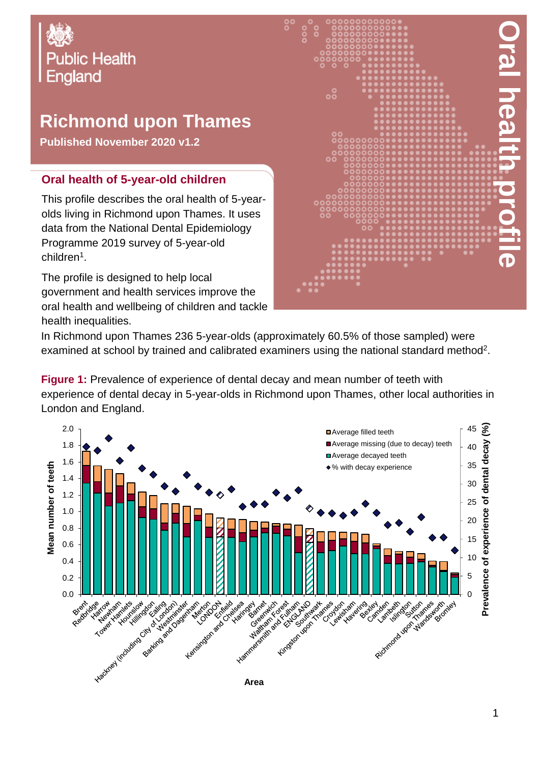Public Health England

# Richmond upon Thames

**Published November 2020 v1.2**

Oral health profile

## Oral health of 5-year-old children

This profile describes the oral health of 5-year-olds living in Richmond upon Thames. It uses data from the National Dental Epidemiology Programme 2019 survey of 5-year-old children[1].

The profile is designed to help local government and health services improve the oral health and wellbeing of children and tackle health inequalities.

In Richmond upon Thames 236 5-year-olds (approximately 60.5% of those sampled) were examined at school by trained and calibrated examiners using the national standard method[2].

**Figure 1:** Prevalence of experience of dental decay and mean number of teeth with experience of dental decay in 5-year-olds in Richmond upon Thames, other local authorities in London and England.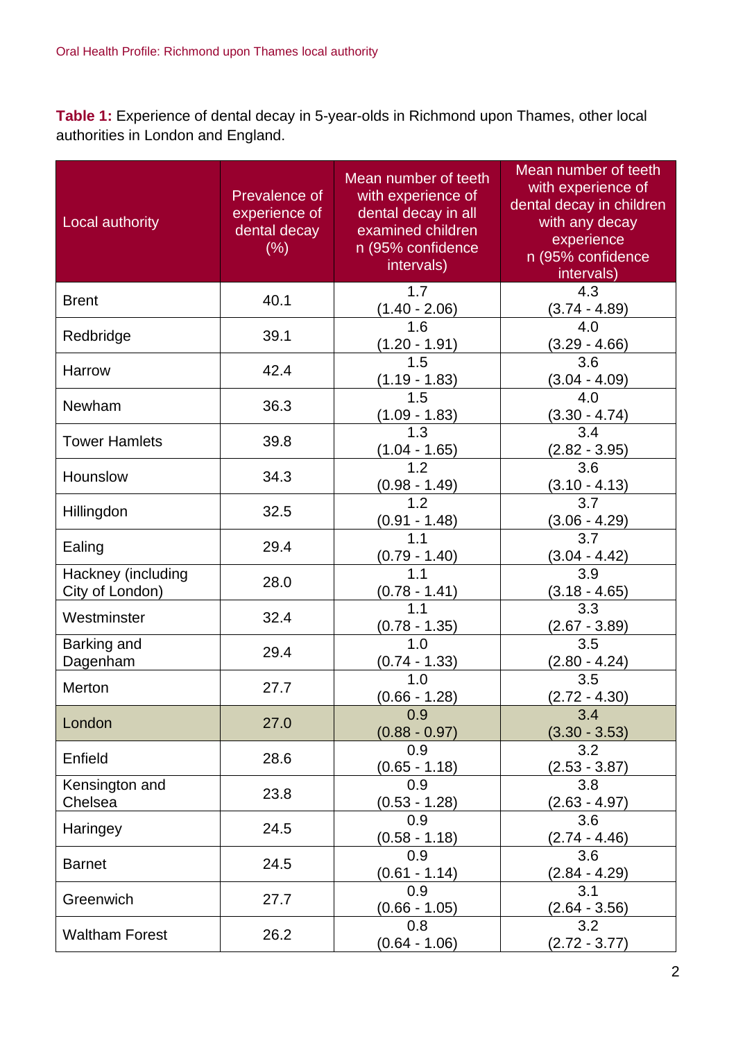**Table 1:** Experience of dental decay in 5-year-olds in Richmond upon Thames, other local authorities in London and England.

| Local authority | Prevalence of experience of dental decay (%) | Mean number of teeth with experience of dental decay in all examined children n (95% confidence intervals) | Mean number of teeth with experience of dental decay in children with any decay experience n (95% confidence intervals) |
|---|---|---|---|
| Brent | 40.1 | 1.7 (1.40 - 2.06) | 4.3 (3.74 - 4.89) |
| Redbridge | 39.1 | 1.6 (1.20 - 1.91) | 4.0 (3.29 - 4.66) |
| Harrow | 42.4 | 1.5 (1.19 - 1.83) | 3.6 (3.04 - 4.09) |
| Newham | 36.3 | 1.5 (1.09 - 1.83) | 4.0 (3.30 - 4.74) |
| Tower Hamlets | 39.8 | 1.3 (1.04 - 1.65) | 3.4 (2.82 - 3.95) |
| Hounslow | 34.3 | 1.2 (0.98 - 1.49) | 3.6 (3.10 - 4.13) |
| Hillingdon | 32.5 | 1.2 (0.91 - 1.48) | 3.7 (3.06 - 4.29) |
| Ealing | 29.4 | 1.1 (0.79 - 1.40) | 3.7 (3.04 - 4.42) |
| Hackney (including City of London) | 28.0 | 1.1 (0.78 - 1.41) | 3.9 (3.18 - 4.65) |
| Westminster | 32.4 | 1.1 (0.78 - 1.35) | 3.3 (2.67 - 3.89) |
| Barking and Dagenham | 29.4 | 1.0 (0.74 - 1.33) | 3.5 (2.80 - 4.24) |
| Merton | 27.7 | 1.0 (0.66 - 1.28) | 3.5 (2.72 - 4.30) |
| London | 27.0 | 0.9 (0.88 - 0.97) | 3.4 (3.30 - 3.53) |
| Enfield | 28.6 | 0.9 (0.65 - 1.18) | 3.2 (2.53 - 3.87) |
| Kensington and Chelsea | 23.8 | 0.9 (0.53 - 1.28) | 3.8 (2.63 - 4.97) |
| Haringey | 24.5 | 0.9 (0.58 - 1.18) | 3.6 (2.74 - 4.46) |
| Barnet | 24.5 | 0.9 (0.61 - 1.14) | 3.6 (2.84 - 4.29) |
| Greenwich | 27.7 | 0.9 (0.66 - 1.05) | 3.1 (2.64 - 3.56) |
| Waltham Forest | 26.2 | 0.8 (0.64 - 1.06) | 3.2 (2.72 - 3.77) |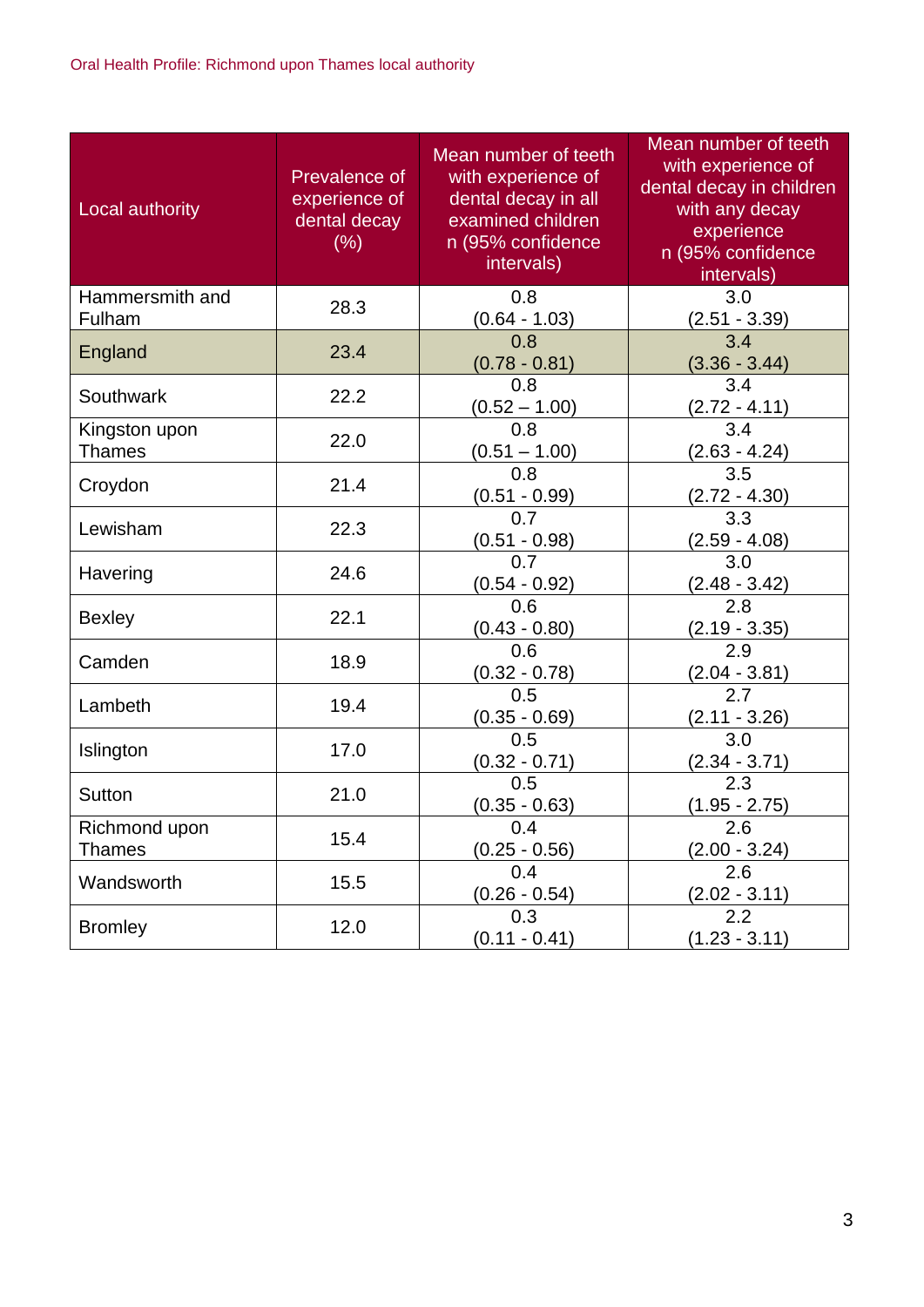| Local authority | Prevalence of experience of dental decay (%) | Mean number of teeth with experience of dental decay in all examined children n (95% confidence intervals) | Mean number of teeth with experience of dental decay in children with any decay experience n (95% confidence intervals) |
|---|---|---|---|
| Hammersmith and Fulham | 28.3 | 0.8 (0.64 - 1.03) | 3.0 (2.51 - 3.39) |
| England | 23.4 | 0.8 (0.78 - 0.81) | 3.4 (3.36 - 3.44) |
| Southwark | 22.2 | 0.8 (0.52 – 1.00) | 3.4 (2.72 - 4.11) |
| Kingston upon Thames | 22.0 | 0.8 (0.51 – 1.00) | 3.4 (2.63 - 4.24) |
| Croydon | 21.4 | 0.8 (0.51 - 0.99) | 3.5 (2.72 - 4.30) |
| Lewisham | 22.3 | 0.7 (0.51 - 0.98) | 3.3 (2.59 - 4.08) |
| Havering | 24.6 | 0.7 (0.54 - 0.92) | 3.0 (2.48 - 3.42) |
| Bexley | 22.1 | 0.6 (0.43 - 0.80) | 2.8 (2.19 - 3.35) |
| Camden | 18.9 | 0.6 (0.32 - 0.78) | 2.9 (2.04 - 3.81) |
| Lambeth | 19.4 | 0.5 (0.35 - 0.69) | 2.7 (2.11 - 3.26) |
| Islington | 17.0 | 0.5 (0.32 - 0.71) | 3.0 (2.34 - 3.71) |
| Sutton | 21.0 | 0.5 (0.35 - 0.63) | 2.3 (1.95 - 2.75) |
| Richmond upon Thames | 15.4 | 0.4 (0.25 - 0.56) | 2.6 (2.00 - 3.24) |
| Wandsworth | 15.5 | 0.4 (0.26 - 0.54) | 2.6 (2.02 - 3.11) |
| Bromley | 12.0 | 0.3 (0.11 - 0.41) | 2.2 (1.23 - 3.11) |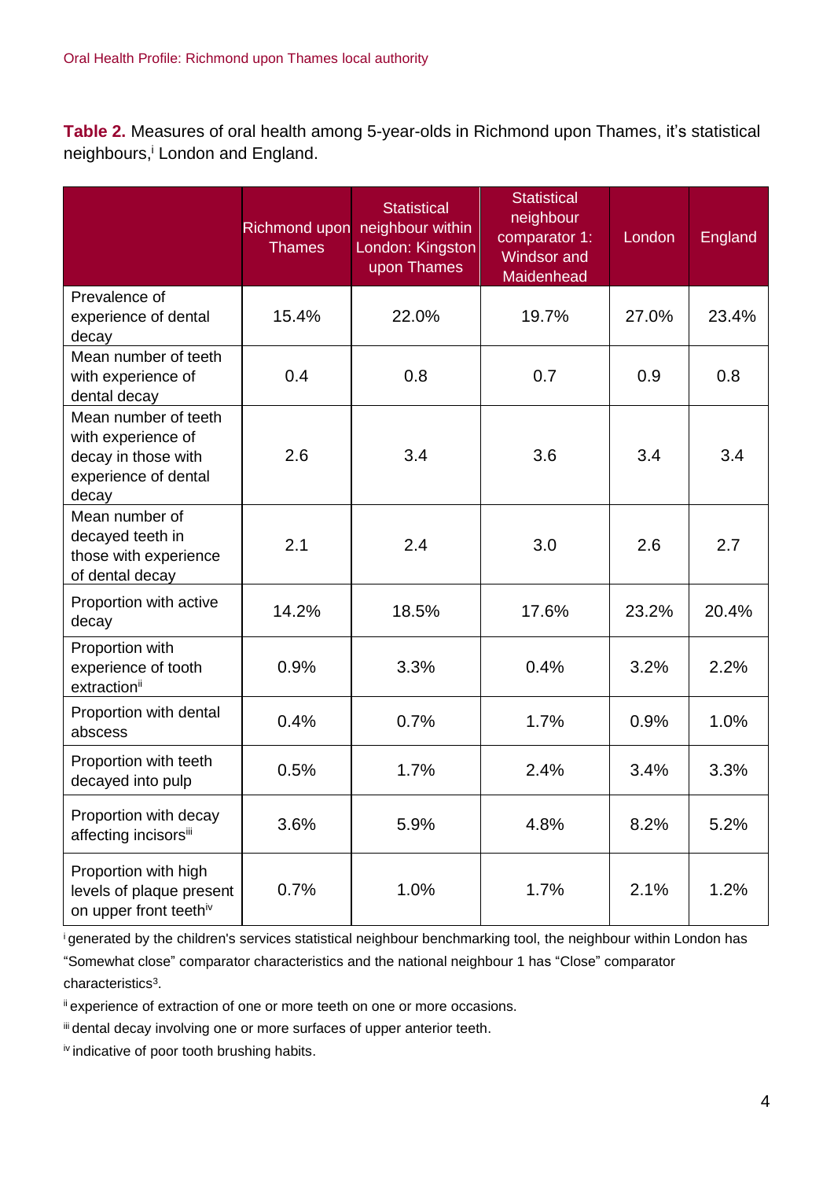**Table 2.** Measures of oral health among 5-year-olds in Richmond upon Thames, it's statistical neighbours,[i] London and England.

| | Richmond upon Thames | Statistical neighbour within London: Kingston upon Thames | Statistical neighbour comparator 1: Windsor and Maidenhead | London | England |
|---|---|---|---|---|---|
| Prevalence of experience of dental decay | 15.4% | 22.0% | 19.7% | 27.0% | 23.4% |
| Mean number of teeth with experience of dental decay | 0.4 | 0.8 | 0.7 | 0.9 | 0.8 |
| Mean number of teeth with experience of decay in those with experience of dental decay | 2.6 | 3.4 | 3.6 | 3.4 | 3.4 |
| Mean number of decayed teeth in those with experience of dental decay | 2.1 | 2.4 | 3.0 | 2.6 | 2.7 |
| Proportion with active decay | 14.2% | 18.5% | 17.6% | 23.2% | 20.4% |
| Proportion with experience of tooth extraction[ii] | 0.9% | 3.3% | 0.4% | 3.2% | 2.2% |
| Proportion with dental abscess | 0.4% | 0.7% | 1.7% | 0.9% | 1.0% |
| Proportion with teeth decayed into pulp | 0.5% | 1.7% | 2.4% | 3.4% | 3.3% |
| Proportion with decay affecting incisors[iii] | 3.6% | 5.9% | 4.8% | 8.2% | 5.2% |
| Proportion with high levels of plaque present on upper front teeth[iv] | 0.7% | 1.0% | 1.7% | 2.1% | 1.2% |

[i] generated by the children's services statistical neighbour benchmarking tool, the neighbour within London has "Somewhat close" comparator characteristics and the national neighbour 1 has "Close" comparator characteristics[3].

[ii] experience of extraction of one or more teeth on one or more occasions.

[iii] dental decay involving one or more surfaces of upper anterior teeth.

[iv] indicative of poor tooth brushing habits.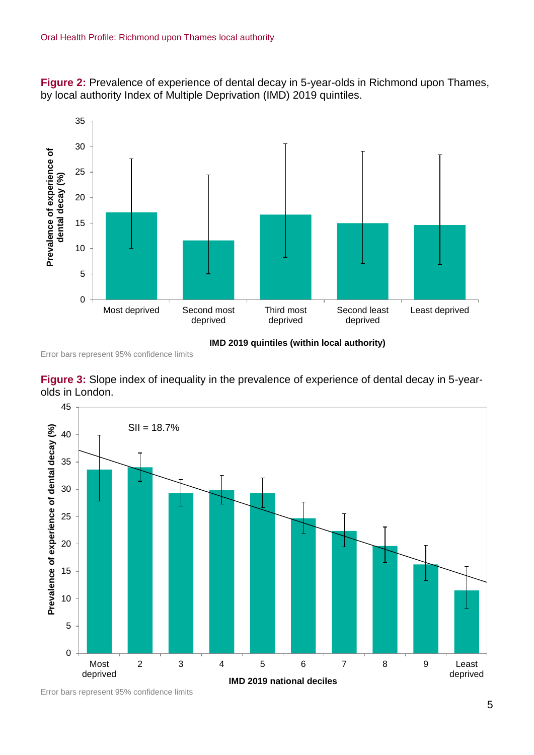**Figure 2:** Prevalence of experience of dental decay in 5-year-olds in Richmond upon Thames, by local authority Index of Multiple Deprivation (IMD) 2019 quintiles.

Error bars represent 95% confidence limits

**Figure 3:** Slope index of inequality in the prevalence of experience of dental decay in 5-year-olds in London.

Error bars represent 95% confidence limits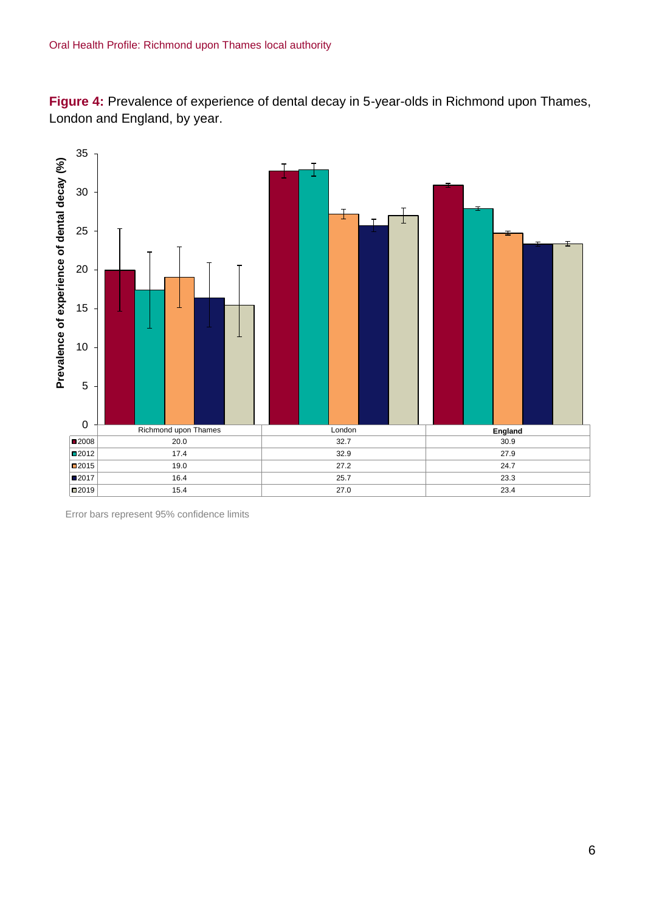**Figure 4:** Prevalence of experience of dental decay in 5-year-olds in Richmond upon Thames, London and England, by year.

| | Richmond upon Thames | London | England |
|---|---|---|---|
| 2008 | 20.0 | 32.7 | 30.9 |
| 2012 | 17.4 | 32.9 | 27.9 |
| 2015 | 19.0 | 27.2 | 24.7 |
| 2017 | 16.4 | 25.7 | 23.3 |
| 2019 | 15.4 | 27.0 | 23.4 |

Error bars represent 95% confidence limits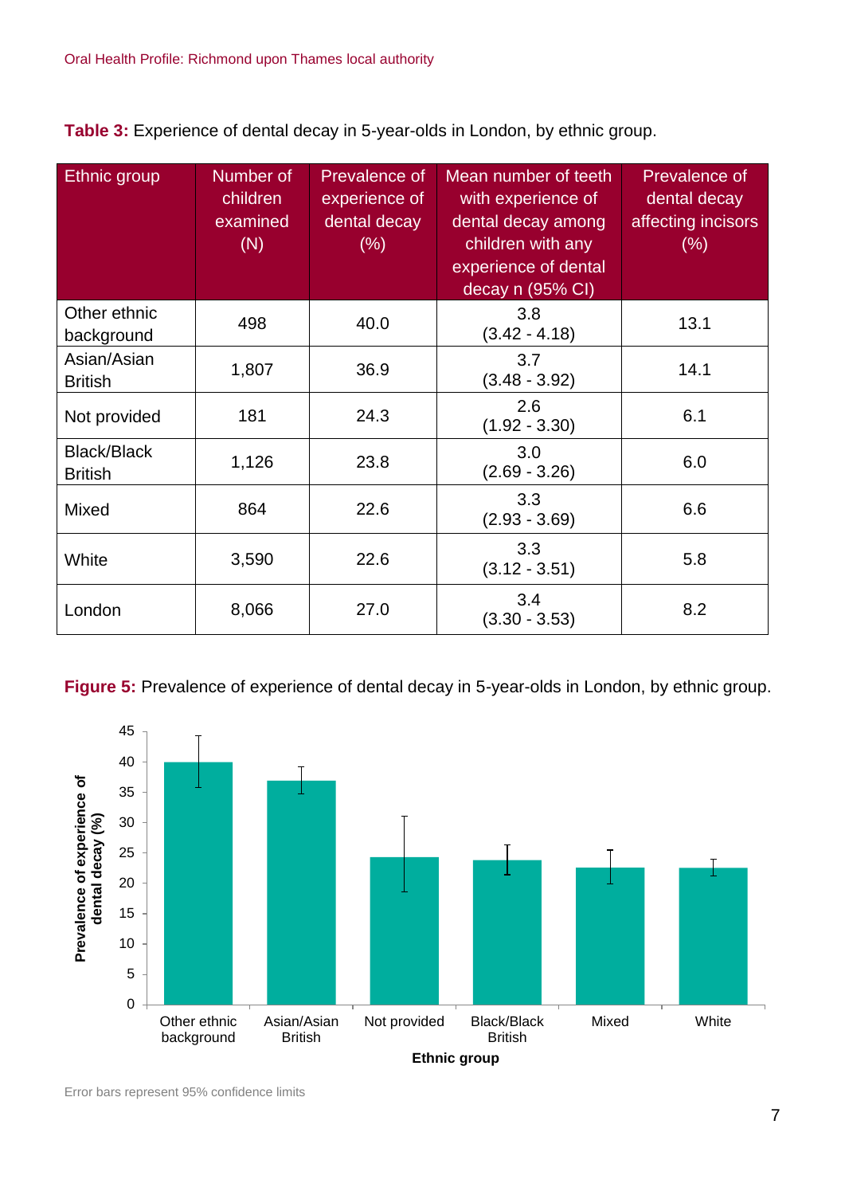**Table 3:** Experience of dental decay in 5-year-olds in London, by ethnic group.

| Ethnic group | Number of children examined (N) | Prevalence of experience of dental decay (%) | Mean number of teeth with experience of dental decay among children with any experience of dental decay n (95% CI) | Prevalence of dental decay affecting incisors (%) |
|---|---|---|---|---|
| Other ethnic background | 498 | 40.0 | 3.8 (3.42 - 4.18) | 13.1 |
| Asian/Asian British | 1,807 | 36.9 | 3.7 (3.48 - 3.92) | 14.1 |
| Not provided | 181 | 24.3 | 2.6 (1.92 - 3.30) | 6.1 |
| Black/Black British | 1,126 | 23.8 | 3.0 (2.69 - 3.26) | 6.0 |
| Mixed | 864 | 22.6 | 3.3 (2.93 - 3.69) | 6.6 |
| White | 3,590 | 22.6 | 3.3 (3.12 - 3.51) | 5.8 |
| London | 8,066 | 27.0 | 3.4 (3.30 - 3.53) | 8.2 |

**Figure 5:** Prevalence of experience of dental decay in 5-year-olds in London, by ethnic group.

Error bars represent 95% confidence limits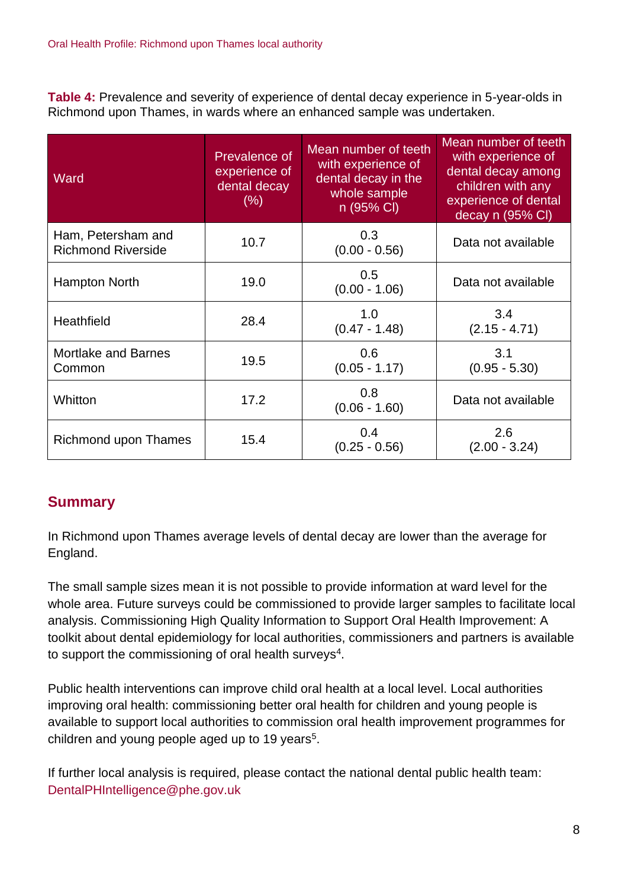**Table 4:** Prevalence and severity of experience of dental decay experience in 5-year-olds in Richmond upon Thames, in wards where an enhanced sample was undertaken.

| Ward | Prevalence of experience of dental decay (%) | Mean number of teeth with experience of dental decay in the whole sample n (95% CI) | Mean number of teeth with experience of dental decay among children with any experience of dental decay n (95% CI) |
|---|---|---|---|
| Ham, Petersham and Richmond Riverside | 10.7 | 0.3 (0.00 - 0.56) | Data not available |
| Hampton North | 19.0 | 0.5 (0.00 - 1.06) | Data not available |
| Heathfield | 28.4 | 1.0 (0.47 - 1.48) | 3.4 (2.15 - 4.71) |
| Mortlake and Barnes Common | 19.5 | 0.6 (0.05 - 1.17) | 3.1 (0.95 - 5.30) |
| Whitton | 17.2 | 0.8 (0.06 - 1.60) | Data not available |
| Richmond upon Thames | 15.4 | 0.4 (0.25 - 0.56) | 2.6 (2.00 - 3.24) |

## Summary

In Richmond upon Thames average levels of dental decay are lower than the average for England.

The small sample sizes mean it is not possible to provide information at ward level for the whole area. Future surveys could be commissioned to provide larger samples to facilitate local analysis. Commissioning High Quality Information to Support Oral Health Improvement: A toolkit about dental epidemiology for local authorities, commissioners and partners is available to support the commissioning of oral health surveys[4].

Public health interventions can improve child oral health at a local level. Local authorities improving oral health: commissioning better oral health for children and young people is available to support local authorities to commission oral health improvement programmes for children and young people aged up to 19 years[5].

If further local analysis is required, please contact the national dental public health team: DentalPHIntelligence@phe.gov.uk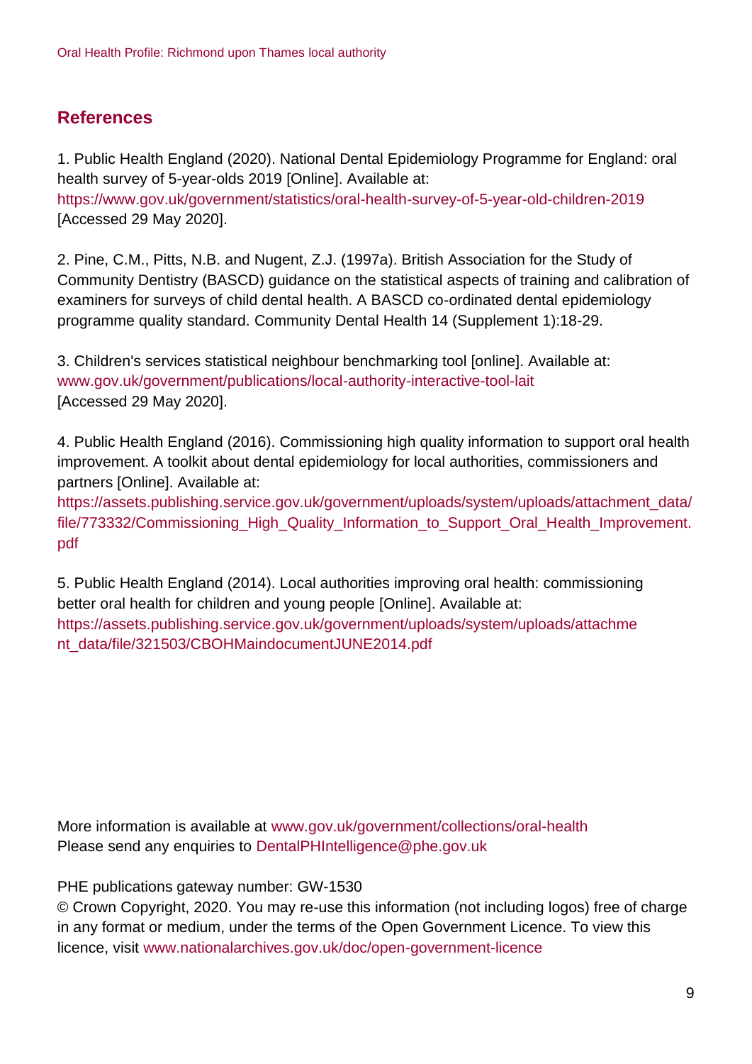## References

1. Public Health England (2020). National Dental Epidemiology Programme for England: oral health survey of 5-year-olds 2019 [Online]. Available at: https://www.gov.uk/government/statistics/oral-health-survey-of-5-year-old-children-2019 [Accessed 29 May 2020].

2. Pine, C.M., Pitts, N.B. and Nugent, Z.J. (1997a). British Association for the Study of Community Dentistry (BASCD) guidance on the statistical aspects of training and calibration of examiners for surveys of child dental health. A BASCD co-ordinated dental epidemiology programme quality standard. Community Dental Health 14 (Supplement 1):18-29.

3. Children's services statistical neighbour benchmarking tool [online]. Available at: www.gov.uk/government/publications/local-authority-interactive-tool-lait [Accessed 29 May 2020].

4. Public Health England (2016). Commissioning high quality information to support oral health improvement. A toolkit about dental epidemiology for local authorities, commissioners and partners [Online]. Available at: https://assets.publishing.service.gov.uk/government/uploads/system/uploads/attachment_data/file/773332/Commissioning_High_Quality_Information_to_Support_Oral_Health_Improvement.pdf

5. Public Health England (2014). Local authorities improving oral health: commissioning better oral health for children and young people [Online]. Available at: https://assets.publishing.service.gov.uk/government/uploads/system/uploads/attachment_data/file/321503/CBOHMaindocumentJUNE2014.pdf

More information is available at www.gov.uk/government/collections/oral-health
Please send any enquiries to DentalPHIntelligence@phe.gov.uk

PHE publications gateway number: GW-1530
© Crown Copyright, 2020. You may re-use this information (not including logos) free of charge in any format or medium, under the terms of the Open Government Licence. To view this licence, visit www.nationalarchives.gov.uk/doc/open-government-licence